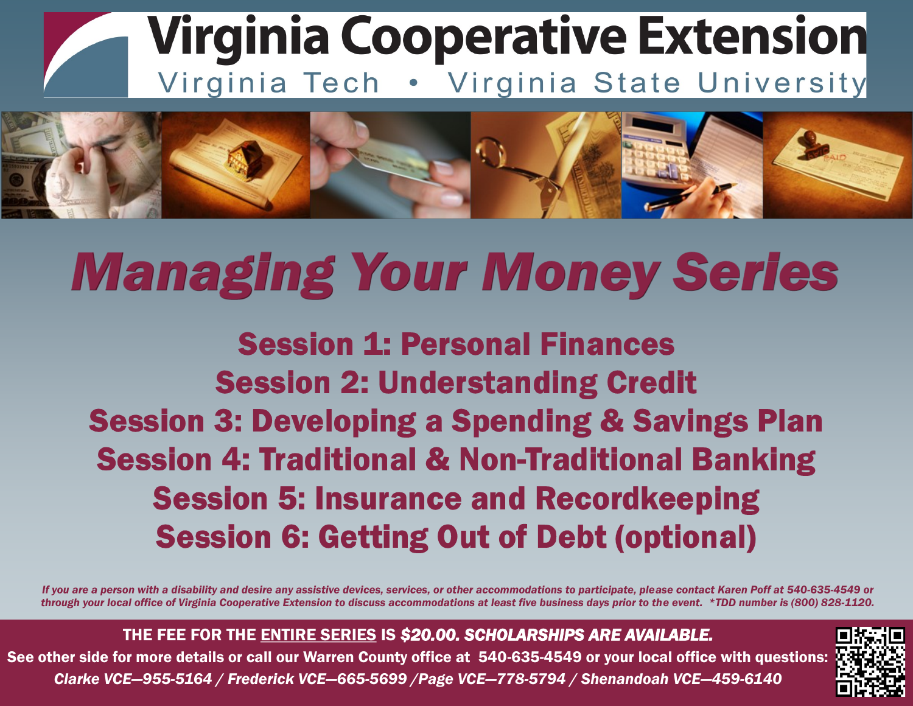# Virginia Cooperative Extension

Virginia Tech • Virginia State University

# *Managing Your Money Series*

## Session 1: Personal Finances
## Session 2: Understanding Credit
## Session 3: Developing a Spending & Savings Plan
## Session 4: Traditional & Non-Traditional Banking
## Session 5: Insurance and Recordkeeping
## Session 6: Getting Out of Debt (optional)

*If you are a person with a disability and desire any assistive devices, services, or other accommodations to participate, please contact Karen Poff at 540-635-4549 or through your local office of Virginia Cooperative Extension to discuss accommodations at least five business days prior to the event. *TDD number is (800) 828-1120.*

**THE FEE FOR THE ENTIRE SERIES IS *$20.00. SCHOLARSHIPS ARE AVAILABLE.***

**See other side for more details or call our Warren County office at 540-635-4549 or your local office with questions:**

***Clarke VCE—955-5164 / Frederick VCE—665-5699 / Page VCE—778-5794 / Shenandoah VCE—459-6140***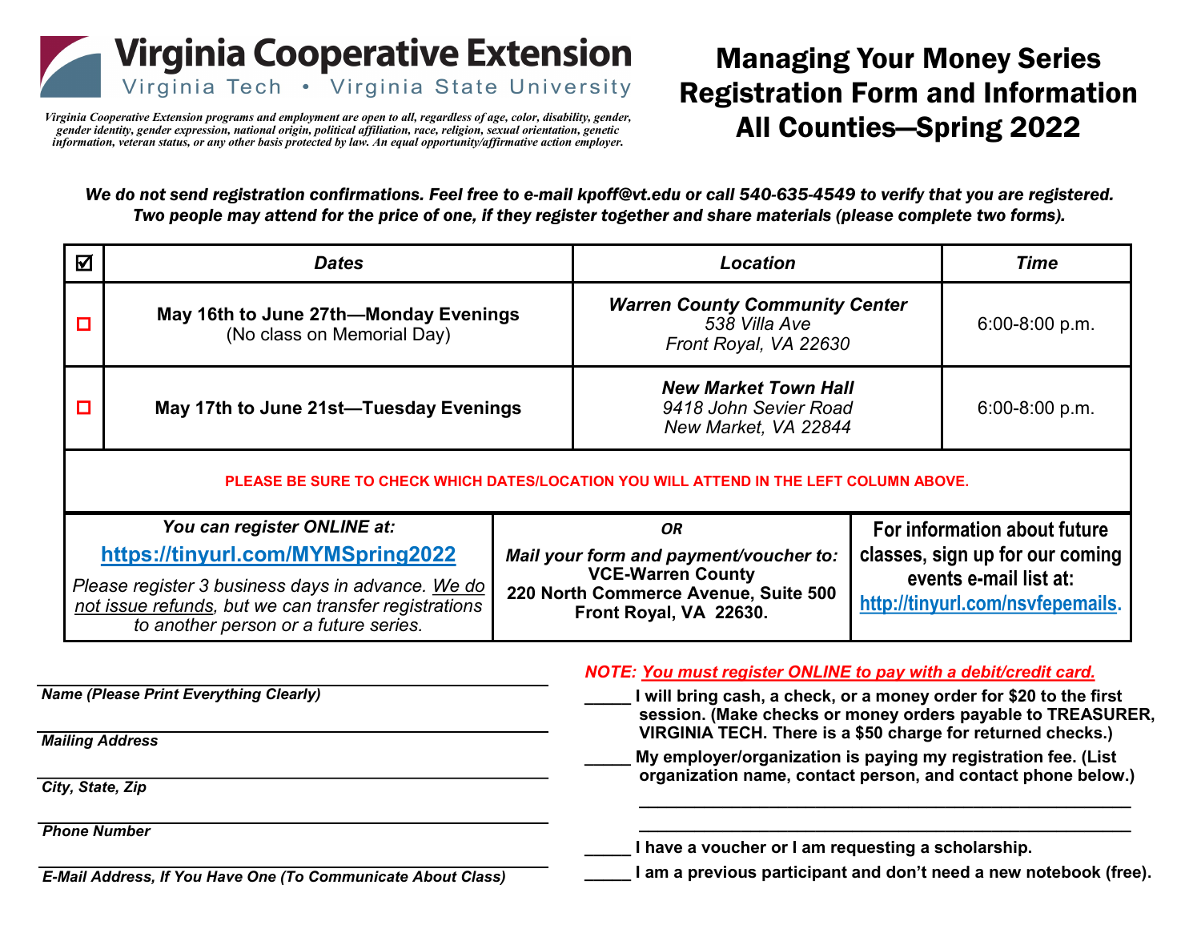**Virginia Cooperative Extension**
Virginia Tech • Virginia State University

*Virginia Cooperative Extension programs and employment are open to all, regardless of age, color, disability, gender, gender identity, gender expression, national origin, political affiliation, race, religion, sexual orientation, genetic information, veteran status, or any other basis protected by law. An equal opportunity/affirmative action employer.*

# Managing Your Money Series Registration Form and Information All Counties—Spring 2022

***We do not send registration confirmations. Feel free to e-mail kpoff@vt.edu or call 540-635-4549 to verify that you are registered. Two people may attend for the price of one, if they register together and share materials (please complete two forms).***

| ☑ | Dates | Location | Time |
|---|---|---|---|
| ☐ | **May 16th to June 27th—Monday Evenings** (No class on Memorial Day) | ***Warren County Community Center*** *538 Villa Ave Front Royal, VA 22630* | 6:00-8:00 p.m. |
| ☐ | **May 17th to June 21st—Tuesday Evenings** | ***New Market Town Hall*** *9418 John Sevier Road New Market, VA 22844* | 6:00-8:00 p.m. |

**PLEASE BE SURE TO CHECK WHICH DATES/LOCATION YOU WILL ATTEND IN THE LEFT COLUMN ABOVE.**

***You can register ONLINE at:***
**https://tinyurl.com/MYMSpring2022**
*Please register 3 business days in advance. We do not issue refunds, but we can transfer registrations to another person or a future series.*

***OR***
***Mail your form and payment/voucher to:***
**VCE-Warren County**
**220 North Commerce Avenue, Suite 500**
**Front Royal, VA 22630.**

**For information about future classes, sign up for our coming events e-mail list at: http://tinyurl.com/nsvfepemails.**

______________________________________
***Name (Please Print Everything Clearly)***

______________________________________
***Mailing Address***

______________________________________
***City, State, Zip***

______________________________________
***Phone Number***

______________________________________
***E-Mail Address, If You Have One (To Communicate About Class)***

***NOTE: You must register ONLINE to pay with a debit/credit card.***

**_____ I will bring cash, a check, or a money order for $20 to the first session. (Make checks or money orders payable to TREASURER, VIRGINIA TECH. There is a $50 charge for returned checks.)**

**_____ My employer/organization is paying my registration fee. (List organization name, contact person, and contact phone below.)**

______________________________________

______________________________________

**_____ I have a voucher or I am requesting a scholarship.**

**_____ I am a previous participant and don't need a new notebook (free).**